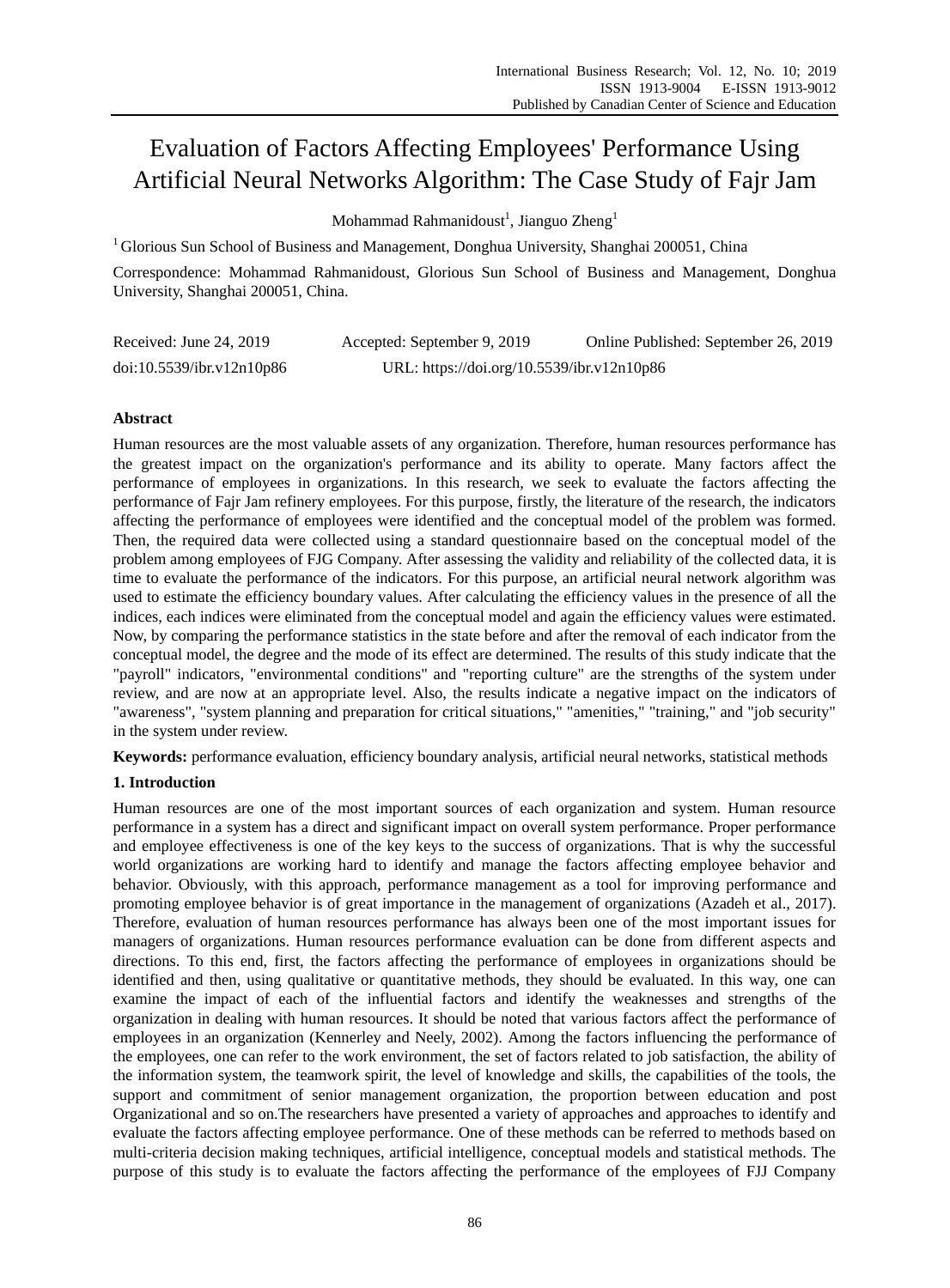# Evaluation of Factors Affecting Employees' Performance Using Artificial Neural Networks Algorithm: The Case Study of Fajr Jam

Mohammad Rahmanidoust[1], Jianguo Zheng[1]

[1] Glorious Sun School of Business and Management, Donghua University, Shanghai 200051, China

Correspondence: Mohammad Rahmanidoust, Glorious Sun School of Business and Management, Donghua University, Shanghai 200051, China.

Received: June 24, 2019 Accepted: September 9, 2019 Online Published: September 26, 2019

doi:10.5539/ibr.v12n10p86 URL: https://doi.org/10.5539/ibr.v12n10p86

## Abstract

Human resources are the most valuable assets of any organization. Therefore, human resources performance has the greatest impact on the organization's performance and its ability to operate. Many factors affect the performance of employees in organizations. In this research, we seek to evaluate the factors affecting the performance of Fajr Jam refinery employees. For this purpose, firstly, the literature of the research, the indicators affecting the performance of employees were identified and the conceptual model of the problem was formed. Then, the required data were collected using a standard questionnaire based on the conceptual model of the problem among employees of FJG Company. After assessing the validity and reliability of the collected data, it is time to evaluate the performance of the indicators. For this purpose, an artificial neural network algorithm was used to estimate the efficiency boundary values. After calculating the efficiency values in the presence of all the indices, each indices were eliminated from the conceptual model and again the efficiency values were estimated. Now, by comparing the performance statistics in the state before and after the removal of each indicator from the conceptual model, the degree and the mode of its effect are determined. The results of this study indicate that the "payroll" indicators, "environmental conditions" and "reporting culture" are the strengths of the system under review, and are now at an appropriate level. Also, the results indicate a negative impact on the indicators of "awareness", "system planning and preparation for critical situations," "amenities," "training," and "job security" in the system under review.

**Keywords:** performance evaluation, efficiency boundary analysis, artificial neural networks, statistical methods

## 1. Introduction

Human resources are one of the most important sources of each organization and system. Human resource performance in a system has a direct and significant impact on overall system performance. Proper performance and employee effectiveness is one of the key keys to the success of organizations. That is why the successful world organizations are working hard to identify and manage the factors affecting employee behavior and behavior. Obviously, with this approach, performance management as a tool for improving performance and promoting employee behavior is of great importance in the management of organizations (Azadeh et al., 2017). Therefore, evaluation of human resources performance has always been one of the most important issues for managers of organizations. Human resources performance evaluation can be done from different aspects and directions. To this end, first, the factors affecting the performance of employees in organizations should be identified and then, using qualitative or quantitative methods, they should be evaluated. In this way, one can examine the impact of each of the influential factors and identify the weaknesses and strengths of the organization in dealing with human resources. It should be noted that various factors affect the performance of employees in an organization (Kennerley and Neely, 2002). Among the factors influencing the performance of the employees, one can refer to the work environment, the set of factors related to job satisfaction, the ability of the information system, the teamwork spirit, the level of knowledge and skills, the capabilities of the tools, the support and commitment of senior management organization, the proportion between education and post Organizational and so on.The researchers have presented a variety of approaches and approaches to identify and evaluate the factors affecting employee performance. One of these methods can be referred to methods based on multi-criteria decision making techniques, artificial intelligence, conceptual models and statistical methods. The purpose of this study is to evaluate the factors affecting the performance of the employees of FJJ Company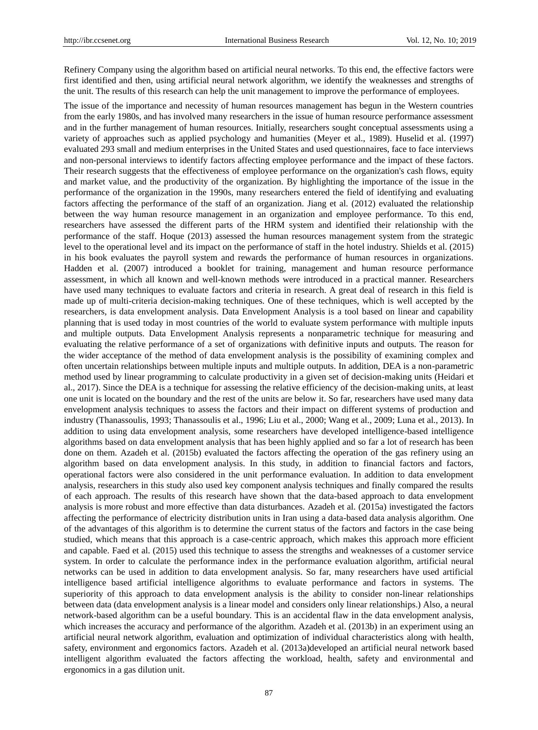Refinery Company using the algorithm based on artificial neural networks. To this end, the effective factors were first identified and then, using artificial neural network algorithm, we identify the weaknesses and strengths of the unit. The results of this research can help the unit management to improve the performance of employees.

The issue of the importance and necessity of human resources management has begun in the Western countries from the early 1980s, and has involved many researchers in the issue of human resource performance assessment and in the further management of human resources. Initially, researchers sought conceptual assessments using a variety of approaches such as applied psychology and humanities (Meyer et al., 1989). Huselid et al. (1997) evaluated 293 small and medium enterprises in the United States and used questionnaires, face to face interviews and non-personal interviews to identify factors affecting employee performance and the impact of these factors. Their research suggests that the effectiveness of employee performance on the organization's cash flows, equity and market value, and the productivity of the organization. By highlighting the importance of the issue in the performance of the organization in the 1990s, many researchers entered the field of identifying and evaluating factors affecting the performance of the staff of an organization. Jiang et al. (2012) evaluated the relationship between the way human resource management in an organization and employee performance. To this end, researchers have assessed the different parts of the HRM system and identified their relationship with the performance of the staff. Hoque (2013) assessed the human resources management system from the strategic level to the operational level and its impact on the performance of staff in the hotel industry. Shields et al. (2015) in his book evaluates the payroll system and rewards the performance of human resources in organizations. Hadden et al. (2007) introduced a booklet for training, management and human resource performance assessment, in which all known and well-known methods were introduced in a practical manner. Researchers have used many techniques to evaluate factors and criteria in research. A great deal of research in this field is made up of multi-criteria decision-making techniques. One of these techniques, which is well accepted by the researchers, is data envelopment analysis. Data Envelopment Analysis is a tool based on linear and capability planning that is used today in most countries of the world to evaluate system performance with multiple inputs and multiple outputs. Data Envelopment Analysis represents a nonparametric technique for measuring and evaluating the relative performance of a set of organizations with definitive inputs and outputs. The reason for the wider acceptance of the method of data envelopment analysis is the possibility of examining complex and often uncertain relationships between multiple inputs and multiple outputs. In addition, DEA is a non-parametric method used by linear programming to calculate productivity in a given set of decision-making units (Heidari et al., 2017). Since the DEA is a technique for assessing the relative efficiency of the decision-making units, at least one unit is located on the boundary and the rest of the units are below it. So far, researchers have used many data envelopment analysis techniques to assess the factors and their impact on different systems of production and industry (Thanassoulis, 1993; Thanassoulis et al., 1996; Liu et al., 2000; Wang et al., 2009; Luna et al., 2013). In addition to using data envelopment analysis, some researchers have developed intelligence-based intelligence algorithms based on data envelopment analysis that has been highly applied and so far a lot of research has been done on them. Azadeh et al. (2015b) evaluated the factors affecting the operation of the gas refinery using an algorithm based on data envelopment analysis. In this study, in addition to financial factors and factors, operational factors were also considered in the unit performance evaluation. In addition to data envelopment analysis, researchers in this study also used key component analysis techniques and finally compared the results of each approach. The results of this research have shown that the data-based approach to data envelopment analysis is more robust and more effective than data disturbances. Azadeh et al. (2015a) investigated the factors affecting the performance of electricity distribution units in Iran using a data-based data analysis algorithm. One of the advantages of this algorithm is to determine the current status of the factors and factors in the case being studied, which means that this approach is a case-centric approach, which makes this approach more efficient and capable. Faed et al. (2015) used this technique to assess the strengths and weaknesses of a customer service system. In order to calculate the performance index in the performance evaluation algorithm, artificial neural networks can be used in addition to data envelopment analysis. So far, many researchers have used artificial intelligence based artificial intelligence algorithms to evaluate performance and factors in systems. The superiority of this approach to data envelopment analysis is the ability to consider non-linear relationships between data (data envelopment analysis is a linear model and considers only linear relationships.) Also, a neural network-based algorithm can be a useful boundary. This is an accidental flaw in the data envelopment analysis, which increases the accuracy and performance of the algorithm. Azadeh et al. (2013b) in an experiment using an artificial neural network algorithm, evaluation and optimization of individual characteristics along with health, safety, environment and ergonomics factors. Azadeh et al. (2013a)developed an artificial neural network based intelligent algorithm evaluated the factors affecting the workload, health, safety and environmental and ergonomics in a gas dilution unit.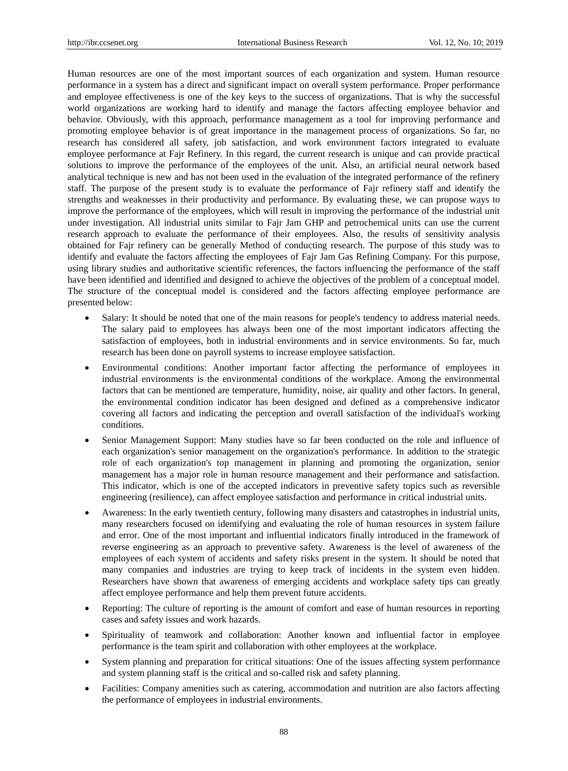Human resources are one of the most important sources of each organization and system. Human resource performance in a system has a direct and significant impact on overall system performance. Proper performance and employee effectiveness is one of the key keys to the success of organizations. That is why the successful world organizations are working hard to identify and manage the factors affecting employee behavior and behavior. Obviously, with this approach, performance management as a tool for improving performance and promoting employee behavior is of great importance in the management process of organizations. So far, no research has considered all safety, job satisfaction, and work environment factors integrated to evaluate employee performance at Fajr Refinery. In this regard, the current research is unique and can provide practical solutions to improve the performance of the employees of the unit. Also, an artificial neural network based analytical technique is new and has not been used in the evaluation of the integrated performance of the refinery staff. The purpose of the present study is to evaluate the performance of Fajr refinery staff and identify the strengths and weaknesses in their productivity and performance. By evaluating these, we can propose ways to improve the performance of the employees, which will result in improving the performance of the industrial unit under investigation. All industrial units similar to Fajr Jam GHP and petrochemical units can use the current research approach to evaluate the performance of their employees. Also, the results of sensitivity analysis obtained for Fajr refinery can be generally Method of conducting research. The purpose of this study was to identify and evaluate the factors affecting the employees of Fajr Jam Gas Refining Company. For this purpose, using library studies and authoritative scientific references, the factors influencing the performance of the staff have been identified and identified and designed to achieve the objectives of the problem of a conceptual model. The structure of the conceptual model is considered and the factors affecting employee performance are presented below:

- Salary: It should be noted that one of the main reasons for people's tendency to address material needs. The salary paid to employees has always been one of the most important indicators affecting the satisfaction of employees, both in industrial environments and in service environments. So far, much research has been done on payroll systems to increase employee satisfaction.
- Environmental conditions: Another important factor affecting the performance of employees in industrial environments is the environmental conditions of the workplace. Among the environmental factors that can be mentioned are temperature, humidity, noise, air quality and other factors. In general, the environmental condition indicator has been designed and defined as a comprehensive indicator covering all factors and indicating the perception and overall satisfaction of the individual's working conditions.
- Senior Management Support: Many studies have so far been conducted on the role and influence of each organization's senior management on the organization's performance. In addition to the strategic role of each organization's top management in planning and promoting the organization, senior management has a major role in human resource management and their performance and satisfaction. This indicator, which is one of the accepted indicators in preventive safety topics such as reversible engineering (resilience), can affect employee satisfaction and performance in critical industrial units.
- Awareness: In the early twentieth century, following many disasters and catastrophes in industrial units, many researchers focused on identifying and evaluating the role of human resources in system failure and error. One of the most important and influential indicators finally introduced in the framework of reverse engineering as an approach to preventive safety. Awareness is the level of awareness of the employees of each system of accidents and safety risks present in the system. It should be noted that many companies and industries are trying to keep track of incidents in the system even hidden. Researchers have shown that awareness of emerging accidents and workplace safety tips can greatly affect employee performance and help them prevent future accidents.
- Reporting: The culture of reporting is the amount of comfort and ease of human resources in reporting cases and safety issues and work hazards.
- Spirituality of teamwork and collaboration: Another known and influential factor in employee performance is the team spirit and collaboration with other employees at the workplace.
- System planning and preparation for critical situations: One of the issues affecting system performance and system planning staff is the critical and so-called risk and safety planning.
- Facilities: Company amenities such as catering, accommodation and nutrition are also factors affecting the performance of employees in industrial environments.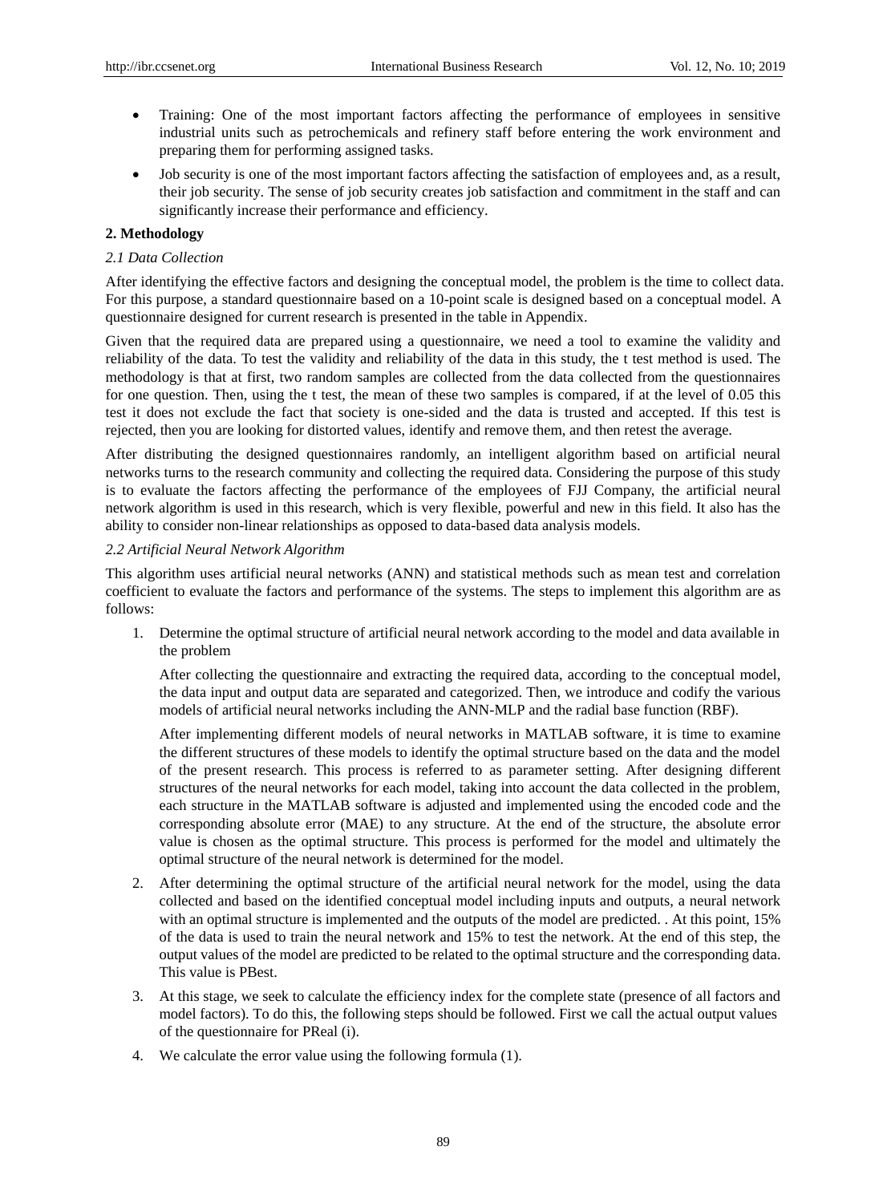- Training: One of the most important factors affecting the performance of employees in sensitive industrial units such as petrochemicals and refinery staff before entering the work environment and preparing them for performing assigned tasks.
- Job security is one of the most important factors affecting the satisfaction of employees and, as a result, their job security. The sense of job security creates job satisfaction and commitment in the staff and can significantly increase their performance and efficiency.

## 2. Methodology

### *2.1 Data Collection*

After identifying the effective factors and designing the conceptual model, the problem is the time to collect data. For this purpose, a standard questionnaire based on a 10-point scale is designed based on a conceptual model. A questionnaire designed for current research is presented in the table in Appendix.

Given that the required data are prepared using a questionnaire, we need a tool to examine the validity and reliability of the data. To test the validity and reliability of the data in this study, the t test method is used. The methodology is that at first, two random samples are collected from the data collected from the questionnaires for one question. Then, using the t test, the mean of these two samples is compared, if at the level of 0.05 this test it does not exclude the fact that society is one-sided and the data is trusted and accepted. If this test is rejected, then you are looking for distorted values, identify and remove them, and then retest the average.

After distributing the designed questionnaires randomly, an intelligent algorithm based on artificial neural networks turns to the research community and collecting the required data. Considering the purpose of this study is to evaluate the factors affecting the performance of the employees of FJJ Company, the artificial neural network algorithm is used in this research, which is very flexible, powerful and new in this field. It also has the ability to consider non-linear relationships as opposed to data-based data analysis models.

### *2.2 Artificial Neural Network Algorithm*

This algorithm uses artificial neural networks (ANN) and statistical methods such as mean test and correlation coefficient to evaluate the factors and performance of the systems. The steps to implement this algorithm are as follows:

1. Determine the optimal structure of artificial neural network according to the model and data available in the problem

   After collecting the questionnaire and extracting the required data, according to the conceptual model, the data input and output data are separated and categorized. Then, we introduce and codify the various models of artificial neural networks including the ANN-MLP and the radial base function (RBF).

   After implementing different models of neural networks in MATLAB software, it is time to examine the different structures of these models to identify the optimal structure based on the data and the model of the present research. This process is referred to as parameter setting. After designing different structures of the neural networks for each model, taking into account the data collected in the problem, each structure in the MATLAB software is adjusted and implemented using the encoded code and the corresponding absolute error (MAE) to any structure. At the end of the structure, the absolute error value is chosen as the optimal structure. This process is performed for the model and ultimately the optimal structure of the neural network is determined for the model.

2. After determining the optimal structure of the artificial neural network for the model, using the data collected and based on the identified conceptual model including inputs and outputs, a neural network with an optimal structure is implemented and the outputs of the model are predicted. . At this point, 15% of the data is used to train the neural network and 15% to test the network. At the end of this step, the output values of the model are predicted to be related to the optimal structure and the corresponding data. This value is PBest.

3. At this stage, we seek to calculate the efficiency index for the complete state (presence of all factors and model factors). To do this, the following steps should be followed. First we call the actual output values of the questionnaire for PReal (i).

4. We calculate the error value using the following formula (1).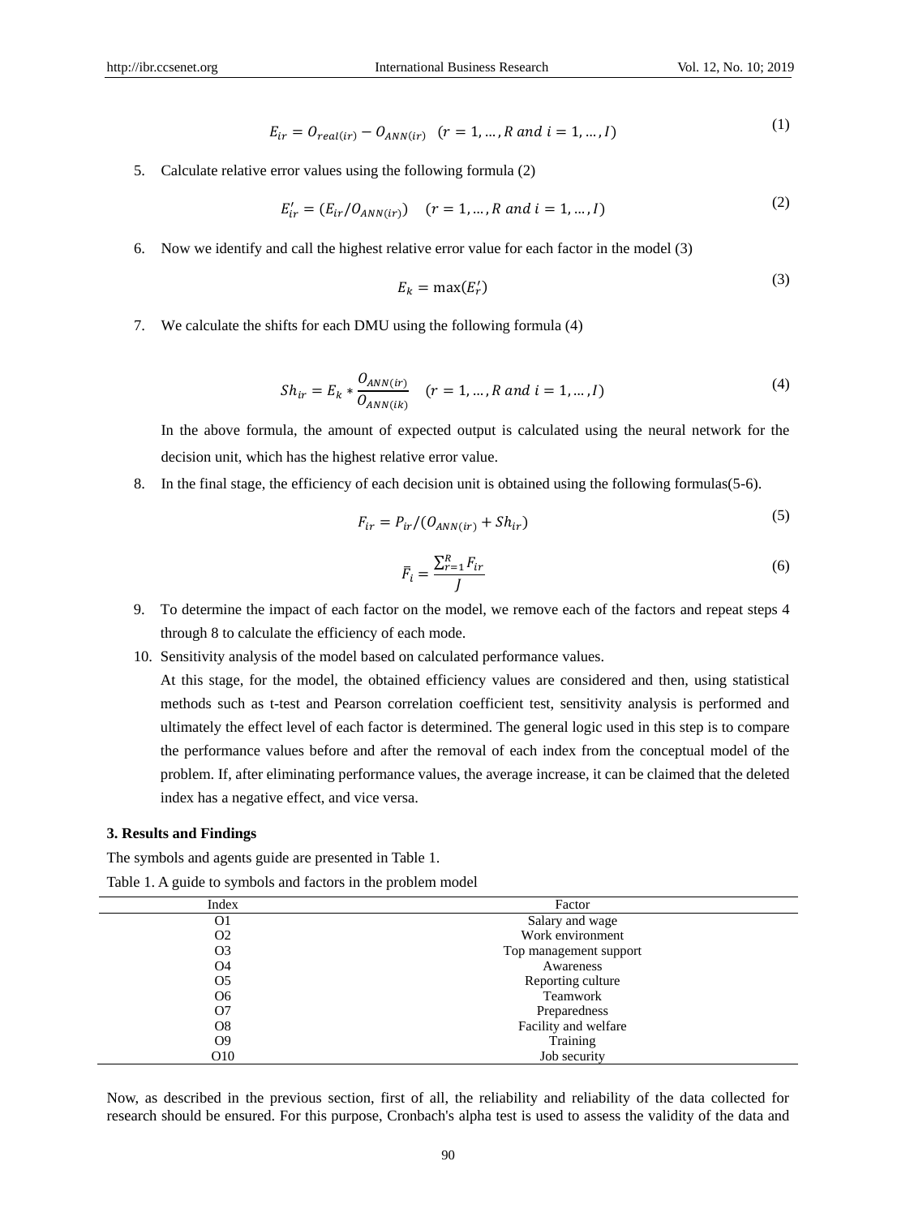$$E_{ir} = O_{real(ir)} - O_{ANN(ir)} \quad (r = 1, \ldots, R \text{ and } i = 1, \ldots, I) \tag{1}$$

5. Calculate relative error values using the following formula (2)

$$E'_{ir} = (E_{ir}/O_{ANN(ir)}) \quad (r = 1, \ldots, R \text{ and } i = 1, \ldots, I) \tag{2}$$

6. Now we identify and call the highest relative error value for each factor in the model (3)

$$E_k = \max(E'_r) \tag{3}$$

7. We calculate the shifts for each DMU using the following formula (4)

$$Sh_{ir} = E_k * \frac{O_{ANN(ir)}}{O_{ANN(ik)}} \quad (r = 1, \ldots, R \text{ and } i = 1, \ldots, I) \tag{4}$$

   In the above formula, the amount of expected output is calculated using the neural network for the decision unit, which has the highest relative error value.

8. In the final stage, the efficiency of each decision unit is obtained using the following formulas(5-6).

$$F_{ir} = P_{ir}/(O_{ANN(ir)} + Sh_{ir}) \tag{5}$$

$$\bar{F}_i = \frac{\sum_{r=1}^{R} F_{ir}}{J} \tag{6}$$

9. To determine the impact of each factor on the model, we remove each of the factors and repeat steps 4 through 8 to calculate the efficiency of each mode.

10. Sensitivity analysis of the model based on calculated performance values.

    At this stage, for the model, the obtained efficiency values are considered and then, using statistical methods such as t-test and Pearson correlation coefficient test, sensitivity analysis is performed and ultimately the effect level of each factor is determined. The general logic used in this step is to compare the performance values before and after the removal of each index from the conceptual model of the problem. If, after eliminating performance values, the average increase, it can be claimed that the deleted index has a negative effect, and vice versa.

### 3. Results and Findings

The symbols and agents guide are presented in Table 1.

Table 1. A guide to symbols and factors in the problem model

| Index | Factor |
|---|---|
| O1 | Salary and wage |
| O2 | Work environment |
| O3 | Top management support |
| O4 | Awareness |
| O5 | Reporting culture |
| O6 | Teamwork |
| O7 | Preparedness |
| O8 | Facility and welfare |
| O9 | Training |
| O10 | Job security |

Now, as described in the previous section, first of all, the reliability and reliability of the data collected for research should be ensured. For this purpose, Cronbach's alpha test is used to assess the validity of the data and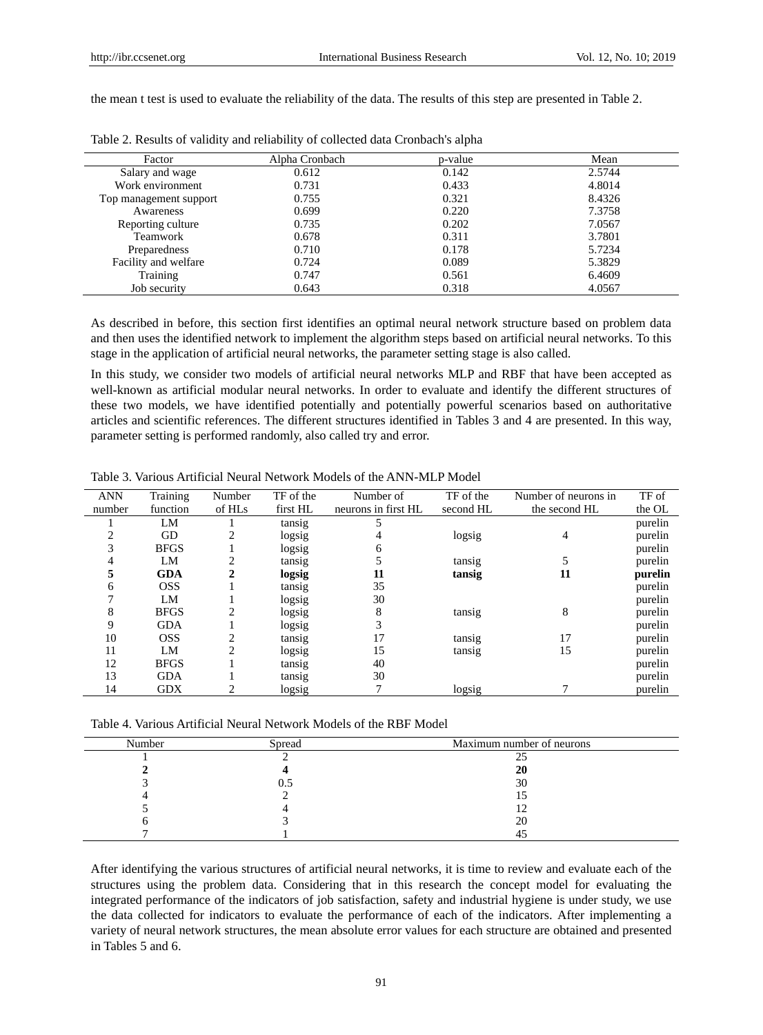the mean t test is used to evaluate the reliability of the data. The results of this step are presented in Table 2.

Table 2. Results of validity and reliability of collected data Cronbach's alpha

| Factor | Alpha Cronbach | p-value | Mean |
|---|---|---|---|
| Salary and wage | 0.612 | 0.142 | 2.5744 |
| Work environment | 0.731 | 0.433 | 4.8014 |
| Top management support | 0.755 | 0.321 | 8.4326 |
| Awareness | 0.699 | 0.220 | 7.3758 |
| Reporting culture | 0.735 | 0.202 | 7.0567 |
| Teamwork | 0.678 | 0.311 | 3.7801 |
| Preparedness | 0.710 | 0.178 | 5.7234 |
| Facility and welfare | 0.724 | 0.089 | 5.3829 |
| Training | 0.747 | 0.561 | 6.4609 |
| Job security | 0.643 | 0.318 | 4.0567 |

As described in before, this section first identifies an optimal neural network structure based on problem data and then uses the identified network to implement the algorithm steps based on artificial neural networks. To this stage in the application of artificial neural networks, the parameter setting stage is also called.

In this study, we consider two models of artificial neural networks MLP and RBF that have been accepted as well-known as artificial modular neural networks. In order to evaluate and identify the different structures of these two models, we have identified potentially and potentially powerful scenarios based on authoritative articles and scientific references. The different structures identified in Tables 3 and 4 are presented. In this way, parameter setting is performed randomly, also called try and error.

Table 3. Various Artificial Neural Network Models of the ANN-MLP Model

| ANN number | Training function | Number of HLs | TF of the first HL | Number of neurons in first HL | TF of the second HL | Number of neurons in the second HL | TF of the OL |
|---|---|---|---|---|---|---|---|
| 1 | LM | 1 | tansig | 5 | | | purelin |
| 2 | GD | 2 | logsig | 4 | logsig | 4 | purelin |
| 3 | BFGS | 1 | logsig | 6 | | | purelin |
| 4 | LM | 2 | tansig | 5 | tansig | 5 | purelin |
| **5** | **GDA** | **2** | **logsig** | **11** | **tansig** | **11** | **purelin** |
| 6 | OSS | 1 | tansig | 35 | | | purelin |
| 7 | LM | 1 | logsig | 30 | | | purelin |
| 8 | BFGS | 2 | logsig | 8 | tansig | 8 | purelin |
| 9 | GDA | 1 | logsig | 3 | | | purelin |
| 10 | OSS | 2 | tansig | 17 | tansig | 17 | purelin |
| 11 | LM | 2 | logsig | 15 | tansig | 15 | purelin |
| 12 | BFGS | 1 | tansig | 40 | | | purelin |
| 13 | GDA | 1 | tansig | 30 | | | purelin |
| 14 | GDX | 2 | logsig | 7 | logsig | 7 | purelin |

Table 4. Various Artificial Neural Network Models of the RBF Model

| Number | Spread | Maximum number of neurons |
|---|---|---|
| 1 | 2 | 25 |
| **2** | **4** | **20** |
| 3 | 0.5 | 30 |
| 4 | 2 | 15 |
| 5 | 4 | 12 |
| 6 | 3 | 20 |
| 7 | 1 | 45 |

After identifying the various structures of artificial neural networks, it is time to review and evaluate each of the structures using the problem data. Considering that in this research the concept model for evaluating the integrated performance of the indicators of job satisfaction, safety and industrial hygiene is under study, we use the data collected for indicators to evaluate the performance of each of the indicators. After implementing a variety of neural network structures, the mean absolute error values for each structure are obtained and presented in Tables 5 and 6.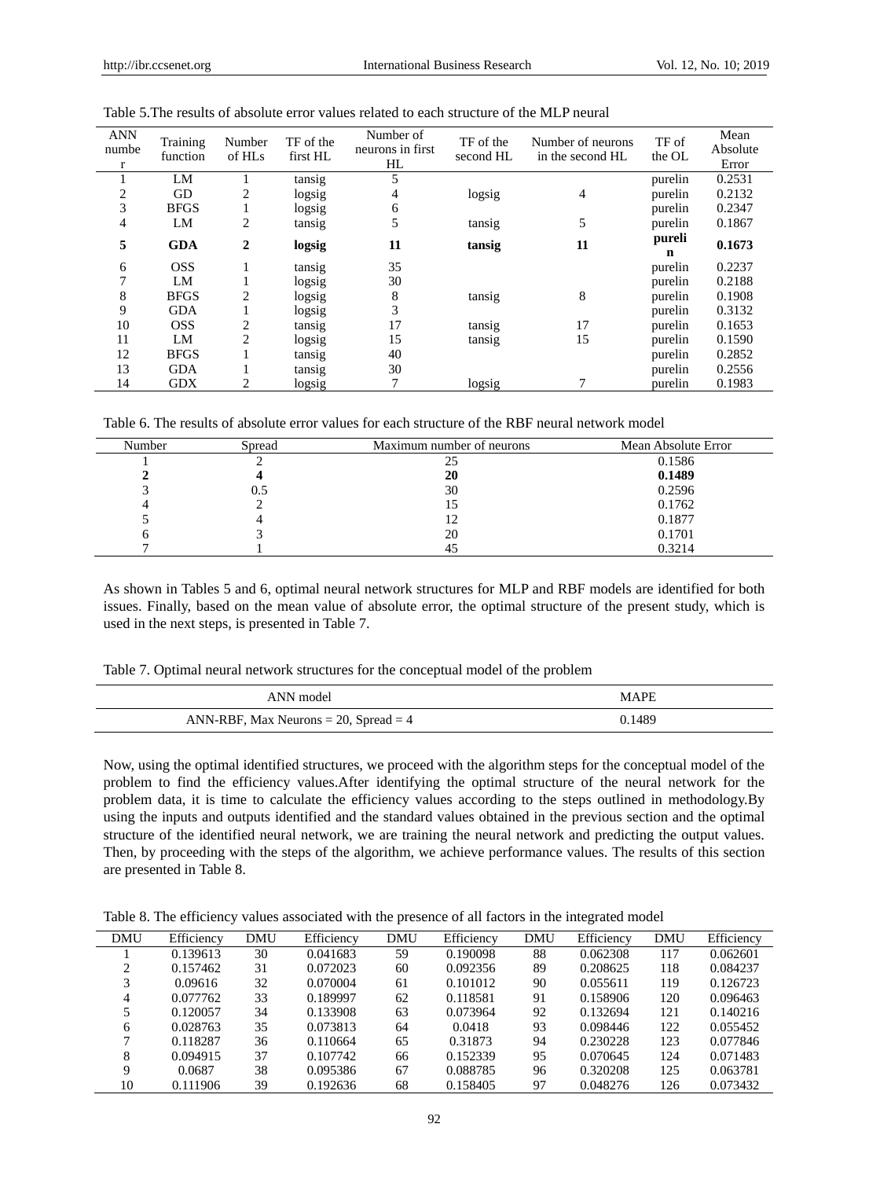Table 5.The results of absolute error values related to each structure of the MLP neural

| ANN number | Training function | Number of HLs | TF of the first HL | Number of neurons in first HL | TF of the second HL | Number of neurons in the second HL | TF of the OL | Mean Absolute Error |
|---|---|---|---|---|---|---|---|---|
| 1 | LM | 1 | tansig | 5 | | | purelin | 0.2531 |
| 2 | GD | 2 | logsig | 4 | logsig | 4 | purelin | 0.2132 |
| 3 | BFGS | 1 | logsig | 6 | | | purelin | 0.2347 |
| 4 | LM | 2 | tansig | 5 | tansig | 5 | purelin | 0.1867 |
| **5** | **GDA** | **2** | **logsig** | **11** | **tansig** | **11** | **purelin** | **0.1673** |
| 6 | OSS | 1 | tansig | 35 | | | purelin | 0.2237 |
| 7 | LM | 1 | logsig | 30 | | | purelin | 0.2188 |
| 8 | BFGS | 2 | logsig | 8 | tansig | 8 | purelin | 0.1908 |
| 9 | GDA | 1 | logsig | 3 | | | purelin | 0.3132 |
| 10 | OSS | 2 | tansig | 17 | tansig | 17 | purelin | 0.1653 |
| 11 | LM | 2 | logsig | 15 | tansig | 15 | purelin | 0.1590 |
| 12 | BFGS | 1 | tansig | 40 | | | purelin | 0.2852 |
| 13 | GDA | 1 | tansig | 30 | | | purelin | 0.2556 |
| 14 | GDX | 2 | logsig | 7 | logsig | 7 | purelin | 0.1983 |

Table 6. The results of absolute error values for each structure of the RBF neural network model

| Number | Spread | Maximum number of neurons | Mean Absolute Error |
|---|---|---|---|
| 1 | 2 | 25 | 0.1586 |
| **2** | **4** | **20** | **0.1489** |
| 3 | 0.5 | 30 | 0.2596 |
| 4 | 2 | 15 | 0.1762 |
| 5 | 4 | 12 | 0.1877 |
| 6 | 3 | 20 | 0.1701 |
| 7 | 1 | 45 | 0.3214 |

As shown in Tables 5 and 6, optimal neural network structures for MLP and RBF models are identified for both issues. Finally, based on the mean value of absolute error, the optimal structure of the present study, which is used in the next steps, is presented in Table 7.

Table 7. Optimal neural network structures for the conceptual model of the problem

| ANN model | MAPE |
|---|---|
| ANN-RBF, Max Neurons = 20, Spread = 4 | 0.1489 |

Now, using the optimal identified structures, we proceed with the algorithm steps for the conceptual model of the problem to find the efficiency values.After identifying the optimal structure of the neural network for the problem data, it is time to calculate the efficiency values according to the steps outlined in methodology.By using the inputs and outputs identified and the standard values obtained in the previous section and the optimal structure of the identified neural network, we are training the neural network and predicting the output values. Then, by proceeding with the steps of the algorithm, we achieve performance values. The results of this section are presented in Table 8.

Table 8. The efficiency values associated with the presence of all factors in the integrated model

| DMU | Efficiency | DMU | Efficiency | DMU | Efficiency | DMU | Efficiency | DMU | Efficiency |
|---|---|---|---|---|---|---|---|---|---|
| 1 | 0.139613 | 30 | 0.041683 | 59 | 0.190098 | 88 | 0.062308 | 117 | 0.062601 |
| 2 | 0.157462 | 31 | 0.072023 | 60 | 0.092356 | 89 | 0.208625 | 118 | 0.084237 |
| 3 | 0.09616 | 32 | 0.070004 | 61 | 0.101012 | 90 | 0.055611 | 119 | 0.126723 |
| 4 | 0.077762 | 33 | 0.189997 | 62 | 0.118581 | 91 | 0.158906 | 120 | 0.096463 |
| 5 | 0.120057 | 34 | 0.133908 | 63 | 0.073964 | 92 | 0.132694 | 121 | 0.140216 |
| 6 | 0.028763 | 35 | 0.073813 | 64 | 0.0418 | 93 | 0.098446 | 122 | 0.055452 |
| 7 | 0.118287 | 36 | 0.110664 | 65 | 0.31873 | 94 | 0.230228 | 123 | 0.077846 |
| 8 | 0.094915 | 37 | 0.107742 | 66 | 0.152339 | 95 | 0.070645 | 124 | 0.071483 |
| 9 | 0.0687 | 38 | 0.095386 | 67 | 0.088785 | 96 | 0.320208 | 125 | 0.063781 |
| 10 | 0.111906 | 39 | 0.192636 | 68 | 0.158405 | 97 | 0.048276 | 126 | 0.073432 |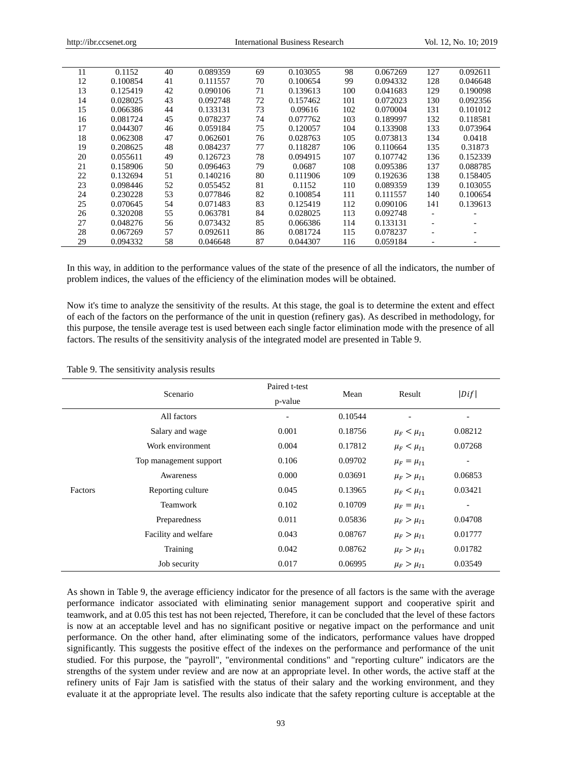| 11 | 0.1152 | 40 | 0.089359 | 69 | 0.103055 | 98 | 0.067269 | 127 | 0.092611 |
|---|---|---|---|---|---|---|---|---|---|
| 12 | 0.100854 | 41 | 0.111557 | 70 | 0.100654 | 99 | 0.094332 | 128 | 0.046648 |
| 13 | 0.125419 | 42 | 0.090106 | 71 | 0.139613 | 100 | 0.041683 | 129 | 0.190098 |
| 14 | 0.028025 | 43 | 0.092748 | 72 | 0.157462 | 101 | 0.072023 | 130 | 0.092356 |
| 15 | 0.066386 | 44 | 0.133131 | 73 | 0.09616 | 102 | 0.070004 | 131 | 0.101012 |
| 16 | 0.081724 | 45 | 0.078237 | 74 | 0.077762 | 103 | 0.189997 | 132 | 0.118581 |
| 17 | 0.044307 | 46 | 0.059184 | 75 | 0.120057 | 104 | 0.133908 | 133 | 0.073964 |
| 18 | 0.062308 | 47 | 0.062601 | 76 | 0.028763 | 105 | 0.073813 | 134 | 0.0418 |
| 19 | 0.208625 | 48 | 0.084237 | 77 | 0.118287 | 106 | 0.110664 | 135 | 0.31873 |
| 20 | 0.055611 | 49 | 0.126723 | 78 | 0.094915 | 107 | 0.107742 | 136 | 0.152339 |
| 21 | 0.158906 | 50 | 0.096463 | 79 | 0.0687 | 108 | 0.095386 | 137 | 0.088785 |
| 22 | 0.132694 | 51 | 0.140216 | 80 | 0.111906 | 109 | 0.192636 | 138 | 0.158405 |
| 23 | 0.098446 | 52 | 0.055452 | 81 | 0.1152 | 110 | 0.089359 | 139 | 0.103055 |
| 24 | 0.230228 | 53 | 0.077846 | 82 | 0.100854 | 111 | 0.111557 | 140 | 0.100654 |
| 25 | 0.070645 | 54 | 0.071483 | 83 | 0.125419 | 112 | 0.090106 | 141 | 0.139613 |
| 26 | 0.320208 | 55 | 0.063781 | 84 | 0.028025 | 113 | 0.092748 | - | - |
| 27 | 0.048276 | 56 | 0.073432 | 85 | 0.066386 | 114 | 0.133131 | - | - |
| 28 | 0.067269 | 57 | 0.092611 | 86 | 0.081724 | 115 | 0.078237 | - | - |
| 29 | 0.094332 | 58 | 0.046648 | 87 | 0.044307 | 116 | 0.059184 | - | - |

In this way, in addition to the performance values of the state of the presence of all the indicators, the number of problem indices, the values of the efficiency of the elimination modes will be obtained.

Now it's time to analyze the sensitivity of the results. At this stage, the goal is to determine the extent and effect of each of the factors on the performance of the unit in question (refinery gas). As described in methodology, for this purpose, the tensile average test is used between each single factor elimination mode with the presence of all factors. The results of the sensitivity analysis of the integrated model are presented in Table 9.

Table 9. The sensitivity analysis results

| | Scenario | Paired t-test p-value | Mean | Result | $\lvert Dif \rvert$ |
|---|---|---|---|---|---|
| | All factors | - | 0.10544 | - | - |
| | Salary and wage | 0.001 | 0.18756 | $\mu_F < \mu_{I1}$ | 0.08212 |
| | Work environment | 0.004 | 0.17812 | $\mu_F < \mu_{I1}$ | 0.07268 |
| | Top management support | 0.106 | 0.09702 | $\mu_F = \mu_{I1}$ | - |
| | Awareness | 0.000 | 0.03691 | $\mu_F > \mu_{I1}$ | 0.06853 |
| Factors | Reporting culture | 0.045 | 0.13965 | $\mu_F < \mu_{I1}$ | 0.03421 |
| | Teamwork | 0.102 | 0.10709 | $\mu_F = \mu_{I1}$ | - |
| | Preparedness | 0.011 | 0.05836 | $\mu_F > \mu_{I1}$ | 0.04708 |
| | Facility and welfare | 0.043 | 0.08767 | $\mu_F > \mu_{I1}$ | 0.01777 |
| | Training | 0.042 | 0.08762 | $\mu_F > \mu_{I1}$ | 0.01782 |
| | Job security | 0.017 | 0.06995 | $\mu_F > \mu_{I1}$ | 0.03549 |

As shown in Table 9, the average efficiency indicator for the presence of all factors is the same with the average performance indicator associated with eliminating senior management support and cooperative spirit and teamwork, and at 0.05 this test has not been rejected, Therefore, it can be concluded that the level of these factors is now at an acceptable level and has no significant positive or negative impact on the performance and unit performance. On the other hand, after eliminating some of the indicators, performance values have dropped significantly. This suggests the positive effect of the indexes on the performance and performance of the unit studied. For this purpose, the "payroll", "environmental conditions" and "reporting culture" indicators are the strengths of the system under review and are now at an appropriate level. In other words, the active staff at the refinery units of Fajr Jam is satisfied with the status of their salary and the working environment, and they evaluate it at the appropriate level. The results also indicate that the safety reporting culture is acceptable at the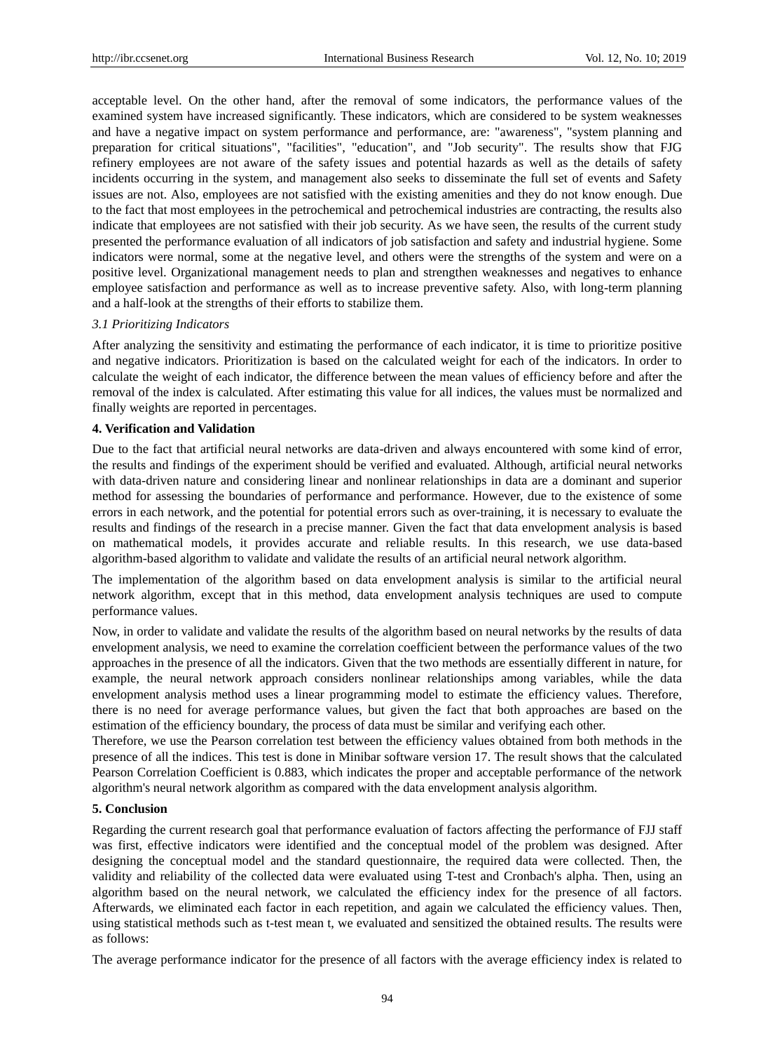acceptable level. On the other hand, after the removal of some indicators, the performance values of the examined system have increased significantly. These indicators, which are considered to be system weaknesses and have a negative impact on system performance and performance, are: "awareness", "system planning and preparation for critical situations", "facilities", "education", and "Job security". The results show that FJG refinery employees are not aware of the safety issues and potential hazards as well as the details of safety incidents occurring in the system, and management also seeks to disseminate the full set of events and Safety issues are not. Also, employees are not satisfied with the existing amenities and they do not know enough. Due to the fact that most employees in the petrochemical and petrochemical industries are contracting, the results also indicate that employees are not satisfied with their job security. As we have seen, the results of the current study presented the performance evaluation of all indicators of job satisfaction and safety and industrial hygiene. Some indicators were normal, some at the negative level, and others were the strengths of the system and were on a positive level. Organizational management needs to plan and strengthen weaknesses and negatives to enhance employee satisfaction and performance as well as to increase preventive safety. Also, with long-term planning and a half-look at the strengths of their efforts to stabilize them.

### *3.1 Prioritizing Indicators*

After analyzing the sensitivity and estimating the performance of each indicator, it is time to prioritize positive and negative indicators. Prioritization is based on the calculated weight for each of the indicators. In order to calculate the weight of each indicator, the difference between the mean values of efficiency before and after the removal of the index is calculated. After estimating this value for all indices, the values must be normalized and finally weights are reported in percentages.

## 4. Verification and Validation

Due to the fact that artificial neural networks are data-driven and always encountered with some kind of error, the results and findings of the experiment should be verified and evaluated. Although, artificial neural networks with data-driven nature and considering linear and nonlinear relationships in data are a dominant and superior method for assessing the boundaries of performance and performance. However, due to the existence of some errors in each network, and the potential for potential errors such as over-training, it is necessary to evaluate the results and findings of the research in a precise manner. Given the fact that data envelopment analysis is based on mathematical models, it provides accurate and reliable results. In this research, we use data-based algorithm-based algorithm to validate and validate the results of an artificial neural network algorithm.

The implementation of the algorithm based on data envelopment analysis is similar to the artificial neural network algorithm, except that in this method, data envelopment analysis techniques are used to compute performance values.

Now, in order to validate and validate the results of the algorithm based on neural networks by the results of data envelopment analysis, we need to examine the correlation coefficient between the performance values of the two approaches in the presence of all the indicators. Given that the two methods are essentially different in nature, for example, the neural network approach considers nonlinear relationships among variables, while the data envelopment analysis method uses a linear programming model to estimate the efficiency values. Therefore, there is no need for average performance values, but given the fact that both approaches are based on the estimation of the efficiency boundary, the process of data must be similar and verifying each other.

Therefore, we use the Pearson correlation test between the efficiency values obtained from both methods in the presence of all the indices. This test is done in Minibar software version 17. The result shows that the calculated Pearson Correlation Coefficient is 0.883, which indicates the proper and acceptable performance of the network algorithm's neural network algorithm as compared with the data envelopment analysis algorithm.

## 5. Conclusion

Regarding the current research goal that performance evaluation of factors affecting the performance of FJJ staff was first, effective indicators were identified and the conceptual model of the problem was designed. After designing the conceptual model and the standard questionnaire, the required data were collected. Then, the validity and reliability of the collected data were evaluated using T-test and Cronbach's alpha. Then, using an algorithm based on the neural network, we calculated the efficiency index for the presence of all factors. Afterwards, we eliminated each factor in each repetition, and again we calculated the efficiency values. Then, using statistical methods such as t-test mean t, we evaluated and sensitized the obtained results. The results were as follows:

The average performance indicator for the presence of all factors with the average efficiency index is related to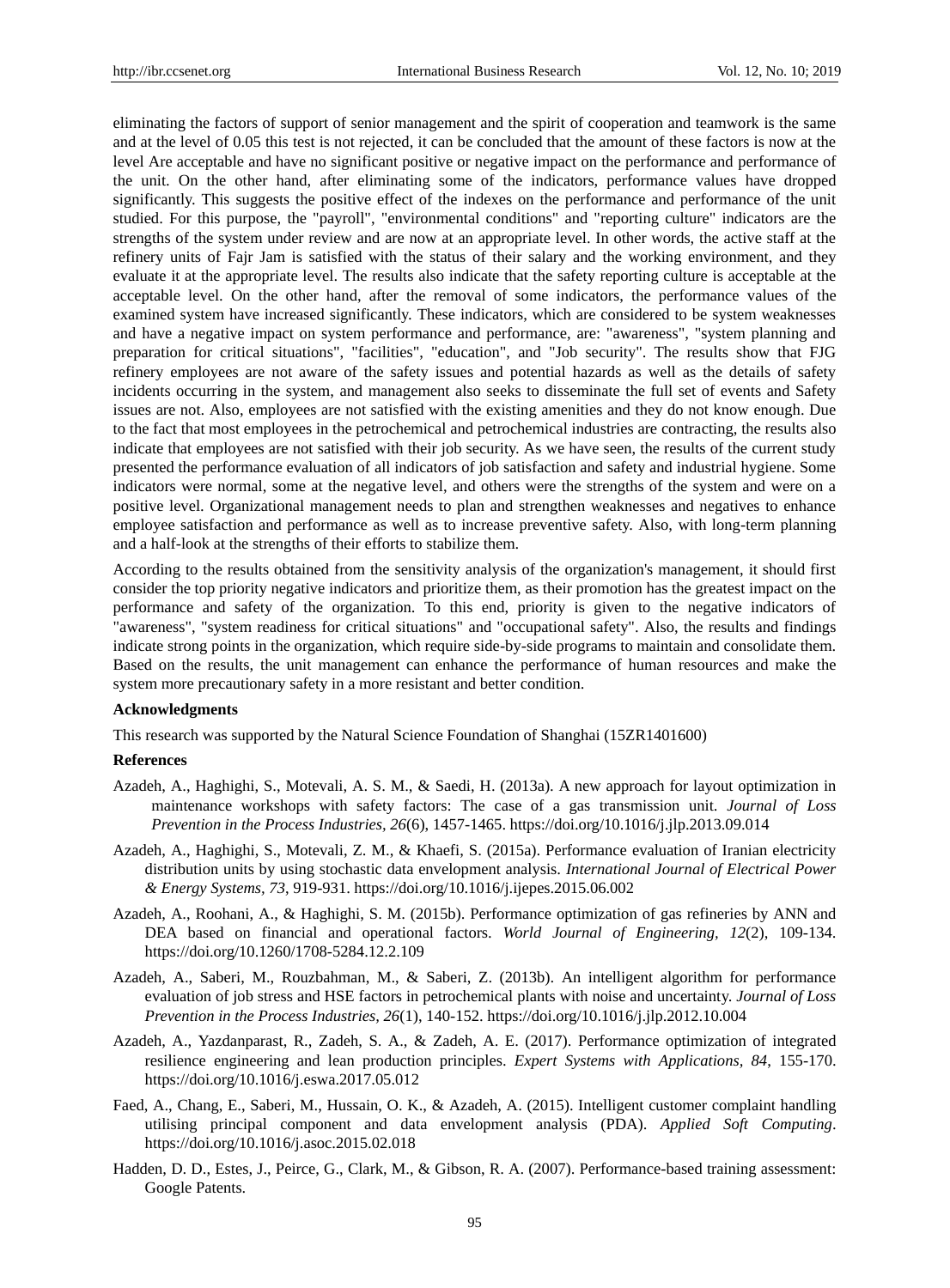eliminating the factors of support of senior management and the spirit of cooperation and teamwork is the same and at the level of 0.05 this test is not rejected, it can be concluded that the amount of these factors is now at the level Are acceptable and have no significant positive or negative impact on the performance and performance of the unit. On the other hand, after eliminating some of the indicators, performance values have dropped significantly. This suggests the positive effect of the indexes on the performance and performance of the unit studied. For this purpose, the "payroll", "environmental conditions" and "reporting culture" indicators are the strengths of the system under review and are now at an appropriate level. In other words, the active staff at the refinery units of Fajr Jam is satisfied with the status of their salary and the working environment, and they evaluate it at the appropriate level. The results also indicate that the safety reporting culture is acceptable at the acceptable level. On the other hand, after the removal of some indicators, the performance values of the examined system have increased significantly. These indicators, which are considered to be system weaknesses and have a negative impact on system performance and performance, are: "awareness", "system planning and preparation for critical situations", "facilities", "education", and "Job security". The results show that FJG refinery employees are not aware of the safety issues and potential hazards as well as the details of safety incidents occurring in the system, and management also seeks to disseminate the full set of events and Safety issues are not. Also, employees are not satisfied with the existing amenities and they do not know enough. Due to the fact that most employees in the petrochemical and petrochemical industries are contracting, the results also indicate that employees are not satisfied with their job security. As we have seen, the results of the current study presented the performance evaluation of all indicators of job satisfaction and safety and industrial hygiene. Some indicators were normal, some at the negative level, and others were the strengths of the system and were on a positive level. Organizational management needs to plan and strengthen weaknesses and negatives to enhance employee satisfaction and performance as well as to increase preventive safety. Also, with long-term planning and a half-look at the strengths of their efforts to stabilize them.

According to the results obtained from the sensitivity analysis of the organization's management, it should first consider the top priority negative indicators and prioritize them, as their promotion has the greatest impact on the performance and safety of the organization. To this end, priority is given to the negative indicators of "awareness", "system readiness for critical situations" and "occupational safety". Also, the results and findings indicate strong points in the organization, which require side-by-side programs to maintain and consolidate them. Based on the results, the unit management can enhance the performance of human resources and make the system more precautionary safety in a more resistant and better condition.

**Acknowledgments**

This research was supported by the Natural Science Foundation of Shanghai (15ZR1401600)

**References**

Azadeh, A., Haghighi, S., Motevali, A. S. M., & Saedi, H. (2013a). A new approach for layout optimization in maintenance workshops with safety factors: The case of a gas transmission unit. *Journal of Loss Prevention in the Process Industries, 26*(6), 1457-1465. https://doi.org/10.1016/j.jlp.2013.09.014

Azadeh, A., Haghighi, S., Motevali, Z. M., & Khaefi, S. (2015a). Performance evaluation of Iranian electricity distribution units by using stochastic data envelopment analysis. *International Journal of Electrical Power & Energy Systems, 73*, 919-931. https://doi.org/10.1016/j.ijepes.2015.06.002

Azadeh, A., Roohani, A., & Haghighi, S. M. (2015b). Performance optimization of gas refineries by ANN and DEA based on financial and operational factors. *World Journal of Engineering, 12*(2), 109-134. https://doi.org/10.1260/1708-5284.12.2.109

Azadeh, A., Saberi, M., Rouzbahman, M., & Saberi, Z. (2013b). An intelligent algorithm for performance evaluation of job stress and HSE factors in petrochemical plants with noise and uncertainty. *Journal of Loss Prevention in the Process Industries, 26*(1), 140-152. https://doi.org/10.1016/j.jlp.2012.10.004

Azadeh, A., Yazdanparast, R., Zadeh, S. A., & Zadeh, A. E. (2017). Performance optimization of integrated resilience engineering and lean production principles. *Expert Systems with Applications, 84*, 155-170. https://doi.org/10.1016/j.eswa.2017.05.012

Faed, A., Chang, E., Saberi, M., Hussain, O. K., & Azadeh, A. (2015). Intelligent customer complaint handling utilising principal component and data envelopment analysis (PDA). *Applied Soft Computing*. https://doi.org/10.1016/j.asoc.2015.02.018

Hadden, D. D., Estes, J., Peirce, G., Clark, M., & Gibson, R. A. (2007). Performance-based training assessment: Google Patents.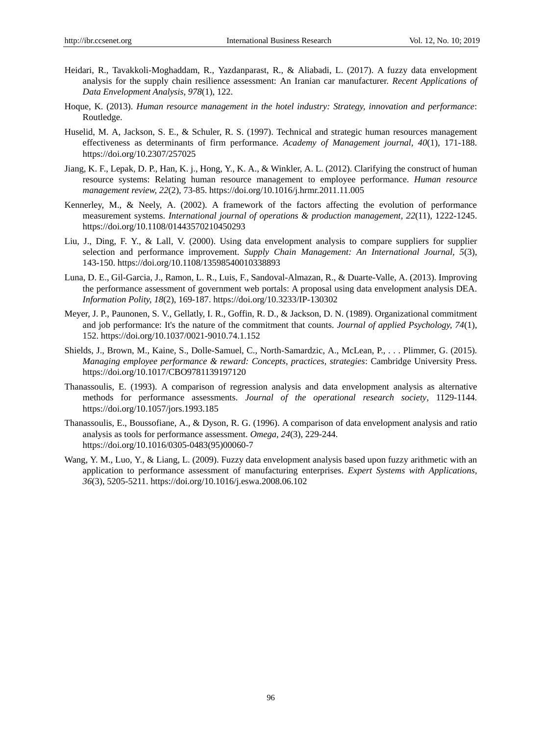Heidari, R., Tavakkoli-Moghaddam, R., Yazdanparast, R., & Aliabadi, L. (2017). A fuzzy data envelopment analysis for the supply chain resilience assessment: An Iranian car manufacturer. *Recent Applications of Data Envelopment Analysis, 978*(1), 122.

Hoque, K. (2013). *Human resource management in the hotel industry: Strategy, innovation and performance*: Routledge.

Huselid, M. A, Jackson, S. E., & Schuler, R. S. (1997). Technical and strategic human resources management effectiveness as determinants of firm performance. *Academy of Management journal, 40*(1), 171-188. https://doi.org/10.2307/257025

Jiang, K. F., Lepak, D. P., Han, K. j., Hong, Y., K. A., & Winkler, A. L. (2012). Clarifying the construct of human resource systems: Relating human resource management to employee performance. *Human resource management review, 22*(2), 73-85. https://doi.org/10.1016/j.hrmr.2011.11.005

Kennerley, M., & Neely, A. (2002). A framework of the factors affecting the evolution of performance measurement systems. *International journal of operations & production management, 22*(11), 1222-1245. https://doi.org/10.1108/01443570210450293

Liu, J., Ding, F. Y., & Lall, V. (2000). Using data envelopment analysis to compare suppliers for supplier selection and performance improvement. *Supply Chain Management: An International Journal, 5*(3), 143-150. https://doi.org/10.1108/13598540010338893

Luna, D. E., Gil-Garcia, J., Ramon, L. R., Luis, F., Sandoval-Almazan, R., & Duarte-Valle, A. (2013). Improving the performance assessment of government web portals: A proposal using data envelopment analysis DEA. *Information Polity, 18*(2), 169-187. https://doi.org/10.3233/IP-130302

Meyer, J. P., Paunonen, S. V., Gellatly, I. R., Goffin, R. D., & Jackson, D. N. (1989). Organizational commitment and job performance: It's the nature of the commitment that counts. *Journal of applied Psychology, 74*(1), 152. https://doi.org/10.1037/0021-9010.74.1.152

Shields, J., Brown, M., Kaine, S., Dolle-Samuel, C., North-Samardzic, A., McLean, P., . . . Plimmer, G. (2015). *Managing employee performance & reward: Concepts, practices, strategies*: Cambridge University Press. https://doi.org/10.1017/CBO9781139197120

Thanassoulis, E. (1993). A comparison of regression analysis and data envelopment analysis as alternative methods for performance assessments. *Journal of the operational research society*, 1129-1144. https://doi.org/10.1057/jors.1993.185

Thanassoulis, E., Boussofiane, A., & Dyson, R. G. (1996). A comparison of data envelopment analysis and ratio analysis as tools for performance assessment. *Omega, 24*(3), 229-244. https://doi.org/10.1016/0305-0483(95)00060-7

Wang, Y. M., Luo, Y., & Liang, L. (2009). Fuzzy data envelopment analysis based upon fuzzy arithmetic with an application to performance assessment of manufacturing enterprises. *Expert Systems with Applications, 36*(3), 5205-5211. https://doi.org/10.1016/j.eswa.2008.06.102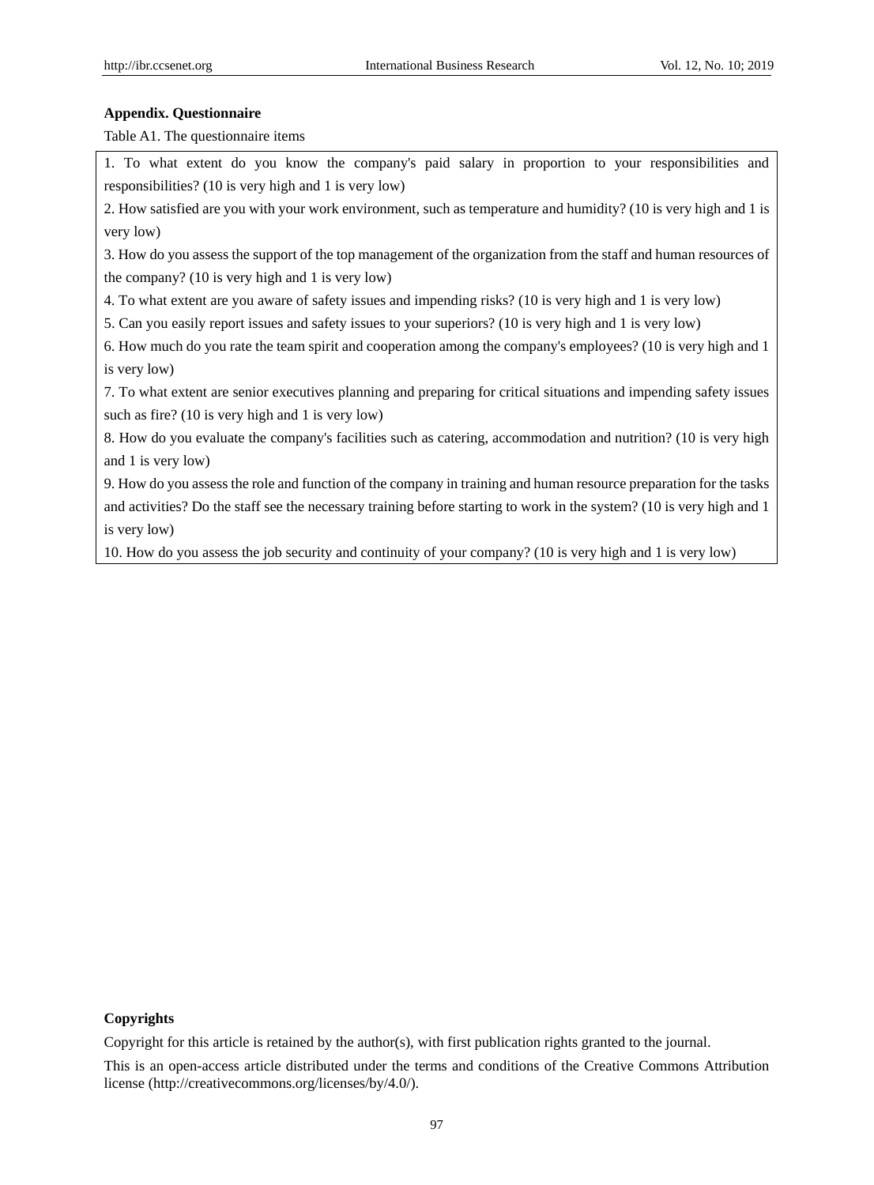**Appendix. Questionnaire**

Table A1. The questionnaire items

| |
|---|
| 1. To what extent do you know the company's paid salary in proportion to your responsibilities and responsibilities? (10 is very high and 1 is very low) |
| 2. How satisfied are you with your work environment, such as temperature and humidity? (10 is very high and 1 is very low) |
| 3. How do you assess the support of the top management of the organization from the staff and human resources of the company? (10 is very high and 1 is very low) |
| 4. To what extent are you aware of safety issues and impending risks? (10 is very high and 1 is very low) |
| 5. Can you easily report issues and safety issues to your superiors? (10 is very high and 1 is very low) |
| 6. How much do you rate the team spirit and cooperation among the company's employees? (10 is very high and 1 is very low) |
| 7. To what extent are senior executives planning and preparing for critical situations and impending safety issues such as fire? (10 is very high and 1 is very low) |
| 8. How do you evaluate the company's facilities such as catering, accommodation and nutrition? (10 is very high and 1 is very low) |
| 9. How do you assess the role and function of the company in training and human resource preparation for the tasks and activities? Do the staff see the necessary training before starting to work in the system? (10 is very high and 1 is very low) |
| 10. How do you assess the job security and continuity of your company? (10 is very high and 1 is very low) |

**Copyrights**

Copyright for this article is retained by the author(s), with first publication rights granted to the journal.

This is an open-access article distributed under the terms and conditions of the Creative Commons Attribution license (http://creativecommons.org/licenses/by/4.0/).